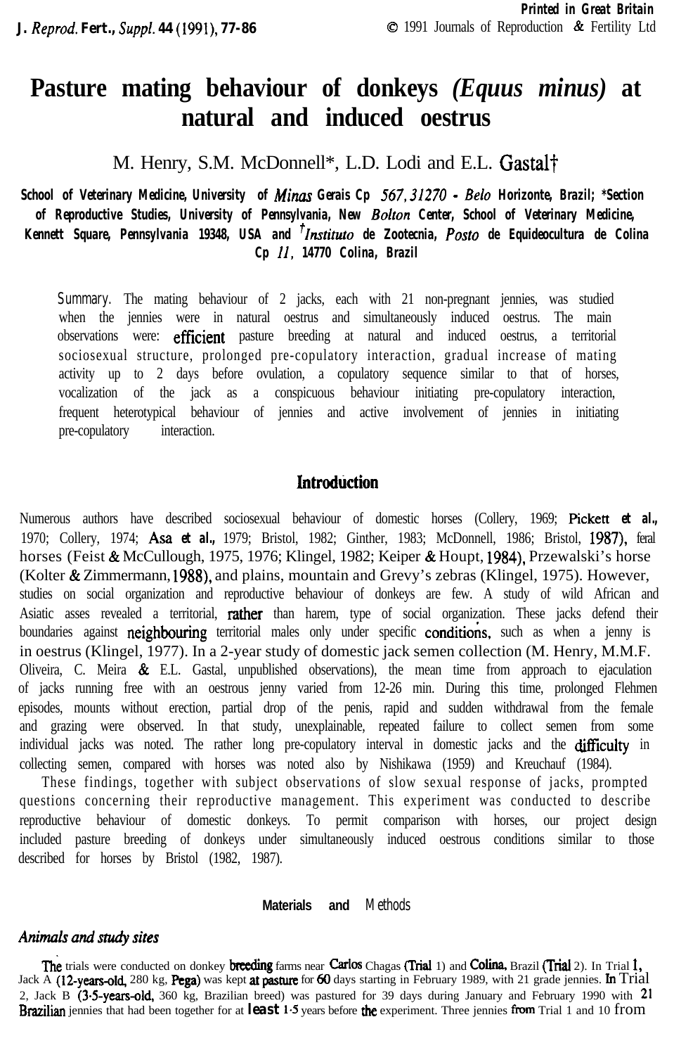# Pasture mating behaviour of donkeys *(Equus minus)* at natural and induced oestrus

M. Henry, S.M. McDonnell*, L.D. Lodi and E.L. Gastal†

**School of Veterinary Medicine, University of Minas Gerais Cp 567, 31270 - Belo Horizonte, Brazil; *Section of Reproductive Studies, University of Pennsylvania, New Bolton Center, School of Veterinary Medicine, Kennett Square, Pennsylvania 19348, USA and †Instituto de Zootecnia, Posto de Equideocultura de Colina Cp 11, 14770 Colina, Brazil**

*Summary.* The mating behaviour of 2 jacks, each with 21 non-pregnant jennies, was studied when the jennies were in natural oestrus and simultaneously induced oestrus. The main observations were: efficient pasture breeding at natural and induced oestrus, a territorial sociosexual structure, prolonged pre-copulatory interaction, gradual increase of mating activity up to 2 days before ovulation, a copulatory sequence similar to that of horses, vocalization of the jack as a conspicuous behaviour initiating pre-copulatory interaction, frequent heterotypical behaviour of jennies and active involvement of jennies in initiating pre-copulatory interaction.

## Introduction

Numerous authors have described sociosexual behaviour of domestic horses (Collery, 1969; Pickett *et al.*, 1970; Collery, 1974; Asa *et al.*, 1979; Bristol, 1982; Ginther, 1983; McDonnell, 1986; Bristol, 1987), feral horses (Feist & McCullough, 1975, 1976; Klingel, 1982; Keiper & Houpt, 1984), Przewalski's horse (Kolter & Zimmermann, 1988), and plains, mountain and Grevy's zebras (Klingel, 1975). However, studies on social organization and reproductive behaviour of donkeys are few. A study of wild African and Asiatic asses revealed a territorial, rather than harem, type of social organization. These jacks defend their boundaries against neighbouring territorial males only under specific conditions, such as when a jenny is in oestrus (Klingel, 1977). In a 2-year study of domestic jack semen collection (M. Henry, M.M.F. Oliveira, C. Meira & E.L. Gastal, unpublished observations), the mean time from approach to ejaculation of jacks running free with an oestrous jenny varied from 12-26 min. During this time, prolonged Flehmen episodes, mounts without erection, partial drop of the penis, rapid and sudden withdrawal from the female and grazing were observed. In that study, unexplainable, repeated failure to collect semen from some individual jacks was noted. The rather long pre-copulatory interval in domestic jacks and the difficulty in collecting semen, compared with horses was noted also by Nishikawa (1959) and Kreuchauf (1984).

These findings, together with subject observations of slow sexual response of jacks, prompted questions concerning their reproductive management. This experiment was conducted to describe reproductive behaviour of domestic donkeys. To permit comparison with horses, our project design included pasture breeding of donkeys under simultaneously induced oestrous conditions similar to those described for horses by Bristol (1982, 1987).

## Materials and Methods

### *Animals and study sites*

The trials were conducted on donkey breeding farms near Carlos Chagas (Trial 1) and Colina, Brazil (Trial 2). In Trial 1, Jack A (12-years-old, 280 kg, Pega) was kept at pasture for 60 days starting in February 1989, with 21 grade jennies. In Trial 2, Jack B (3·5-years-old, 360 kg, Brazilian breed) was pastured for 39 days during January and February 1990 with 21 Brazilian jennies that had been together for at least 1·5 years before the experiment. Three jennies from Trial 1 and 10 from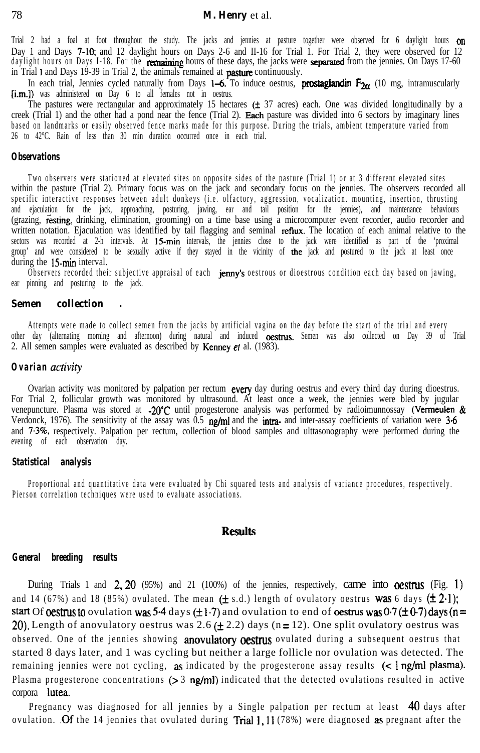Trial 2 had a foal at foot throughout the study. The jacks and jennies at pasture together were observed for 6 daylight hours on Day 1 and Days 7-10; and 12 daylight hours on Days 2-6 and 11-16 for Trial 1. For Trial 2, they were observed for 12 daylight hours on Days 1-18. For the remaining hours of these days, the jacks were separated from the jennies. On Days 17-60 in Trial 1 and Days 19-39 in Trial 2, the animals remained at pasture continuously.

In each trial, Jennies cycled naturally from Days 1–6. To induce oestrus, prostaglandin $F_{2\alpha}$ (10 mg, intramuscularly [i.m.]) was administered on Day 6 to all females not in oestrus.

The pastures were rectangular and approximately 15 hectares (± 37 acres) each. One was divided longitudinally by a creek (Trial 1) and the other had a pond near the fence (Trial 2). Each pasture was divided into 6 sectors by imaginary lines based on landmarks or easily observed fence marks made for this purpose. During the trials, ambient temperature varied from 26 to 42°C. Rain of less than 30 min duration occurred once in each trial.

### Observations

Two observers were stationed at elevated sites on opposite sides of the pasture (Trial 1) or at 3 different elevated sites within the pasture (Trial 2). Primary focus was on the jack and secondary focus on the jennies. The observers recorded all specific interactive responses between adult donkeys (i.e. olfactory, aggression, vocalization. mounting, insertion, thrusting and ejaculation for the jack, approaching, posturing, jawing, ear and tail position for the jennies), and maintenance behaviours (grazing, resting, drinking, elimination, grooming) on a time base using a microcomputer event recorder, audio recorder and written notation. Ejaculation was identified by tail flagging and seminal reflux. The location of each animal relative to the sectors was recorded at 2-h intervals. At 15-min intervals, the jennies close to the jack were identified as part of the 'proximal group' and were considered to be sexually active if they stayed in the vicinity of the jack and postured to the jack at least once during the 15-min interval.

Observers recorded their subjective appraisal of each jenny's oestrous or dioestrous condition each day based on jawing, ear pinning and posturing to the jack.

### Semen collection

Attempts were made to collect semen from the jacks by artificial vagina on the day before the start of the trial and every other day (alternating morning and afternoon) during natural and induced oestrus. Semen was also collected on Day 39 of Trial 2. All semen samples were evaluated as described by Kenney *et* al. (1983).

### Ovarian *activity*

Ovarian activity was monitored by palpation per rectum every day during oestrus and every third day during dioestrus. For Trial 2, follicular growth was monitored by ultrasound. At least once a week, the jennies were bled by jugular venepuncture. Plasma was stored at -20°C until progesterone analysis was performed by radioimunnossay (Vermeulen & Verdonck, 1976). The sensitivity of the assay was 0.5 ng/ml and the intra- and inter-assay coefficients of variation were 3·6 and 7·3%, respectively. Palpation per rectum, collection of blood samples and ulttasonography were performed during the evening of each observation day.

### Statistical analysis

Proportional and quantitative data were evaluated by Chi squared tests and analysis of variance procedures, respectively. Pierson correlation techniques were used to evaluate associations.

## Results

### General breeding results

During Trials 1 and 2, 20 (95%) and 21 (100%) of the jennies, respectively, came into oestrus (Fig. 1) and 14 (67%) and 18 (85%) ovulated. The mean (± s.d.) length of ovulatory oestrus was 6 days (± 2·1); start of oestrus to ovulation was 5·4 days (± 1·7) and ovulation to end of oestrus was 0·7 (± 0·7) days (n = 20). Length of anovulatory oestrus was 2.6 (± 2.2) days (n = 12). One split ovulatory oestrus was observed. One of the jennies showing anovulatory oestrus ovulated during a subsequent oestrus that started 8 days later, and 1 was cycling but neither a large follicle nor ovulation was detected. The remaining jennies were not cycling, as indicated by the progesterone assay results (< 1 ng/ml plasma). Plasma progesterone concentrations (> 3 ng/ml) indicated that the detected ovulations resulted in active corpora lutea.

Pregnancy was diagnosed for all jennies by a Single palpation per rectum at least 40 days after ovulation. Of the 14 jennies that ovulated during Trial 1, 11 (78%) were diagnosed as pregnant after the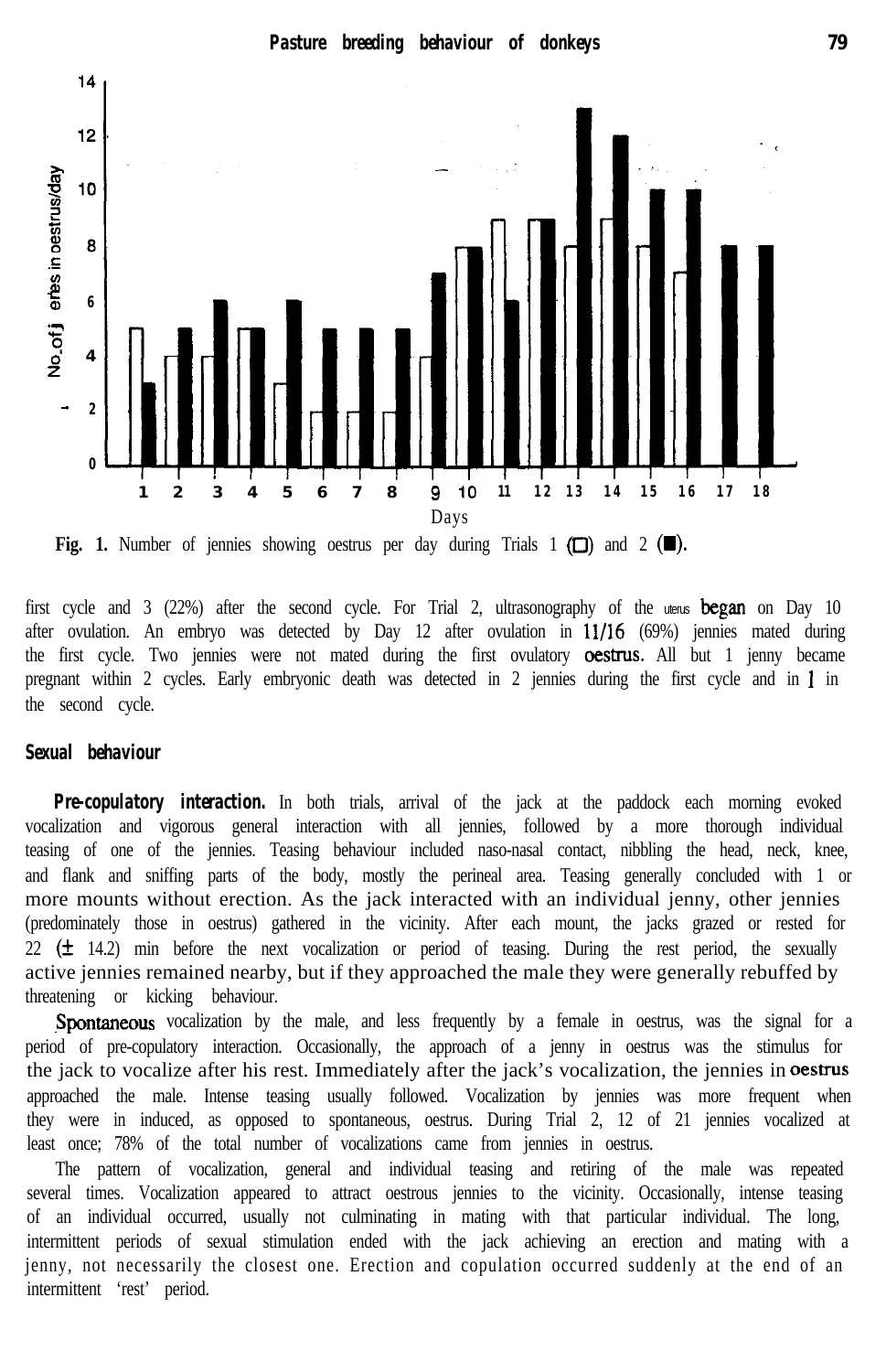Fig. 1. Number of jennies showing oestrus per day during Trials 1 (□) and 2 (■).

first cycle and 3 (22%) after the second cycle. For Trial 2, ultrasonography of the uterus began on Day 10 after ovulation. An embryo was detected by Day 12 after ovulation in 11/16 (69%) jennies mated during the first cycle. Two jennies were not mated during the first ovulatory oestrus. All but 1 jenny became pregnant within 2 cycles. Early embryonic death was detected in 2 jennies during the first cycle and in 1 in the second cycle.

## Sexual behaviour

**Pre-copulatory interaction.** In both trials, arrival of the jack at the paddock each morning evoked vocalization and vigorous general interaction with all jennies, followed by a more thorough individual teasing of one of the jennies. Teasing behaviour included naso-nasal contact, nibbling the head, neck, knee, and flank and sniffing parts of the body, mostly the perineal area. Teasing generally concluded with 1 or more mounts without erection. As the jack interacted with an individual jenny, other jennies (predominately those in oestrus) gathered in the vicinity. After each mount, the jacks grazed or rested for 22 (± 14.2) min before the next vocalization or period of teasing. During the rest period, the sexually active jennies remained nearby, but if they approached the male they were generally rebuffed by threatening or kicking behaviour.

Spontaneous vocalization by the male, and less frequently by a female in oestrus, was the signal for a period of pre-copulatory interaction. Occasionally, the approach of a jenny in oestrus was the stimulus for the jack to vocalize after his rest. Immediately after the jack's vocalization, the jennies in oestrus approached the male. Intense teasing usually followed. Vocalization by jennies was more frequent when they were in induced, as opposed to spontaneous, oestrus. During Trial 2, 12 of 21 jennies vocalized at least once; 78% of the total number of vocalizations came from jennies in oestrus.

The pattern of vocalization, general and individual teasing and retiring of the male was repeated several times. Vocalization appeared to attract oestrous jennies to the vicinity. Occasionally, intense teasing of an individual occurred, usually not culminating in mating with that particular individual. The long, intermittent periods of sexual stimulation ended with the jack achieving an erection and mating with a jenny, not necessarily the closest one. Erection and copulation occurred suddenly at the end of an intermittent 'rest' period.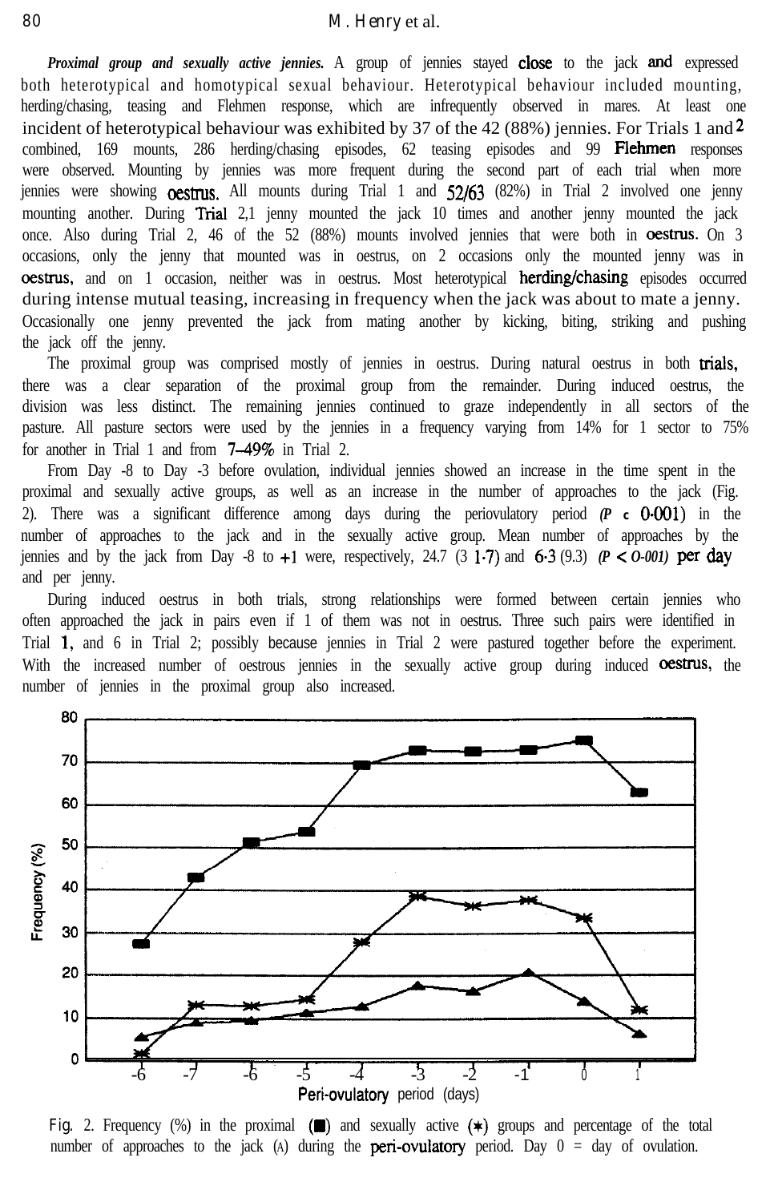***Proximal group and sexually active jennies.*** A group of jennies stayed close to the jack and expressed both heterotypical and homotypical sexual behaviour. Heterotypical behaviour included mounting, herding/chasing, teasing and Flehmen response, which are infrequently observed in mares. At least one incident of heterotypical behaviour was exhibited by 37 of the 42 (88%) jennies. For Trials 1 and 2 combined, 169 mounts, 286 herding/chasing episodes, 62 teasing episodes and 99 Flehmen responses were observed. Mounting by jennies was more frequent during the second part of each trial when more jennies were showing oestrus. All mounts during Trial 1 and 52/63 (82%) in Trial 2 involved one jenny mounting another. During Trial 2, 1 jenny mounted the jack 10 times and another jenny mounted the jack once. Also during Trial 2, 46 of the 52 (88%) mounts involved jennies that were both in oestrus. On 3 occasions, only the jenny that mounted was in oestrus, on 2 occasions only the mounted jenny was in oestrus, and on 1 occasion, neither was in oestrus. Most heterotypical herding/chasing episodes occurred during intense mutual teasing, increasing in frequency when the jack was about to mate a jenny. Occasionally one jenny prevented the jack from mating another by kicking, biting, striking and pushing the jack off the jenny.

The proximal group was comprised mostly of jennies in oestrus. During natural oestrus in both trials, there was a clear separation of the proximal group from the remainder. During induced oestrus, the division was less distinct. The remaining jennies continued to graze independently in all sectors of the pasture. All pasture sectors were used by the jennies in a frequency varying from 14% for 1 sector to 75% for another in Trial 1 and from 7–49% in Trial 2.

From Day -8 to Day -3 before ovulation, individual jennies showed an increase in the time spent in the proximal and sexually active groups, as well as an increase in the number of approaches to the jack (Fig. 2). There was a significant difference among days during the periovulatory period ($P < 0.001$) in the number of approaches to the jack and in the sexually active group. Mean number of approaches by the jennies and by the jack from Day -8 to +1 were, respectively, 24.7 (3 1.7) and 6.3 (9.3) ($P < 0.001$) per day and per jenny.

During induced oestrus in both trials, strong relationships were formed between certain jennies who often approached the jack in pairs even if 1 of them was not in oestrus. Three such pairs were identified in Trial 1, and 6 in Trial 2; possibly because jennies in Trial 2 were pastured together before the experiment. With the increased number of oestrous jennies in the sexually active group during induced oestrus, the number of jennies in the proximal group also increased.

Fig. 2. Frequency (%) in the proximal (■) and sexually active (✱) groups and percentage of the total number of approaches to the jack (▲) during the peri-ovulatory period. Day 0 = day of ovulation.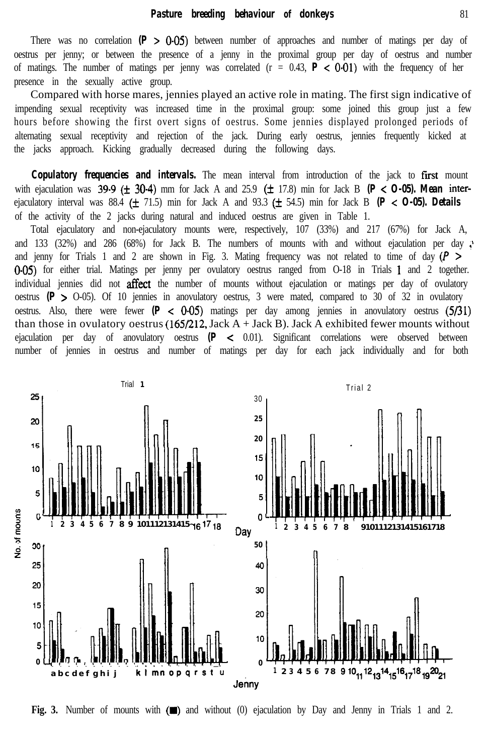There was no correlation ($P > 0{\cdot}05$) between number of approaches and number of matings per day of oestrus per jenny; or between the presence of a jenny in the proximal group per day of oestrus and number of matings. The number of matings per jenny was correlated ($r = 0.43$, $P < 0{\cdot}01$) with the frequency of her presence in the sexually active group.

Compared with horse mares, jennies played an active role in mating. The first sign indicative of impending sexual receptivity was increased time in the proximal group: some joined this group just a few hours before showing the first overt signs of oestrus. Some jennies displayed prolonged periods of alternating sexual receptivity and rejection of the jack. During early oestrus, jennies frequently kicked at the jacks approach. Kicking gradually decreased during the following days.

**Copulatory frequencies and intervals.** The mean interval from introduction of the jack to first mount with ejaculation was 39·9 (± 30·4) mm for Jack A and 25.9 (± 17.8) min for Jack B ($P < 0{\cdot}05$). Mean inter-ejaculatory interval was 88.4 (± 71.5) min for Jack A and 93.3 (± 54.5) min for Jack B ($P < 0{\cdot}05$). Details of the activity of the 2 jacks during natural and induced oestrus are given in Table 1.

Total ejaculatory and non-ejaculatory mounts were, respectively, 107 (33%) and 217 (67%) for Jack A, and 133 (32%) and 286 (68%) for Jack B. The numbers of mounts with and without ejaculation per day and jenny for Trials 1 and 2 are shown in Fig. 3. Mating frequency was not related to time of day ($P > 0{\cdot}05$) for either trial. Matings per jenny per ovulatory oestrus ranged from 0-18 in Trials 1 and 2 together. individual jennies did not affect the number of mounts without ejaculation or matings per day of ovulatory oestrus ($P > 0{\cdot}05$). Of 10 jennies in anovulatory oestrus, 3 were mated, compared to 30 of 32 in ovulatory oestrus. Also, there were fewer ($P < 0{\cdot}05$) matings per day among jennies in anovulatory oestrus (5/31) than those in ovulatory oestrus (165/212, Jack A + Jack B). Jack A exhibited fewer mounts without ejaculation per day of anovulatory oestrus ($P < 0.01$). Significant correlations were observed between number of jennies in oestrus and number of matings per day for each jack individually and for both

**Fig. 3.** Number of mounts with (■) and without (0) ejaculation by Day and Jenny in Trials 1 and 2.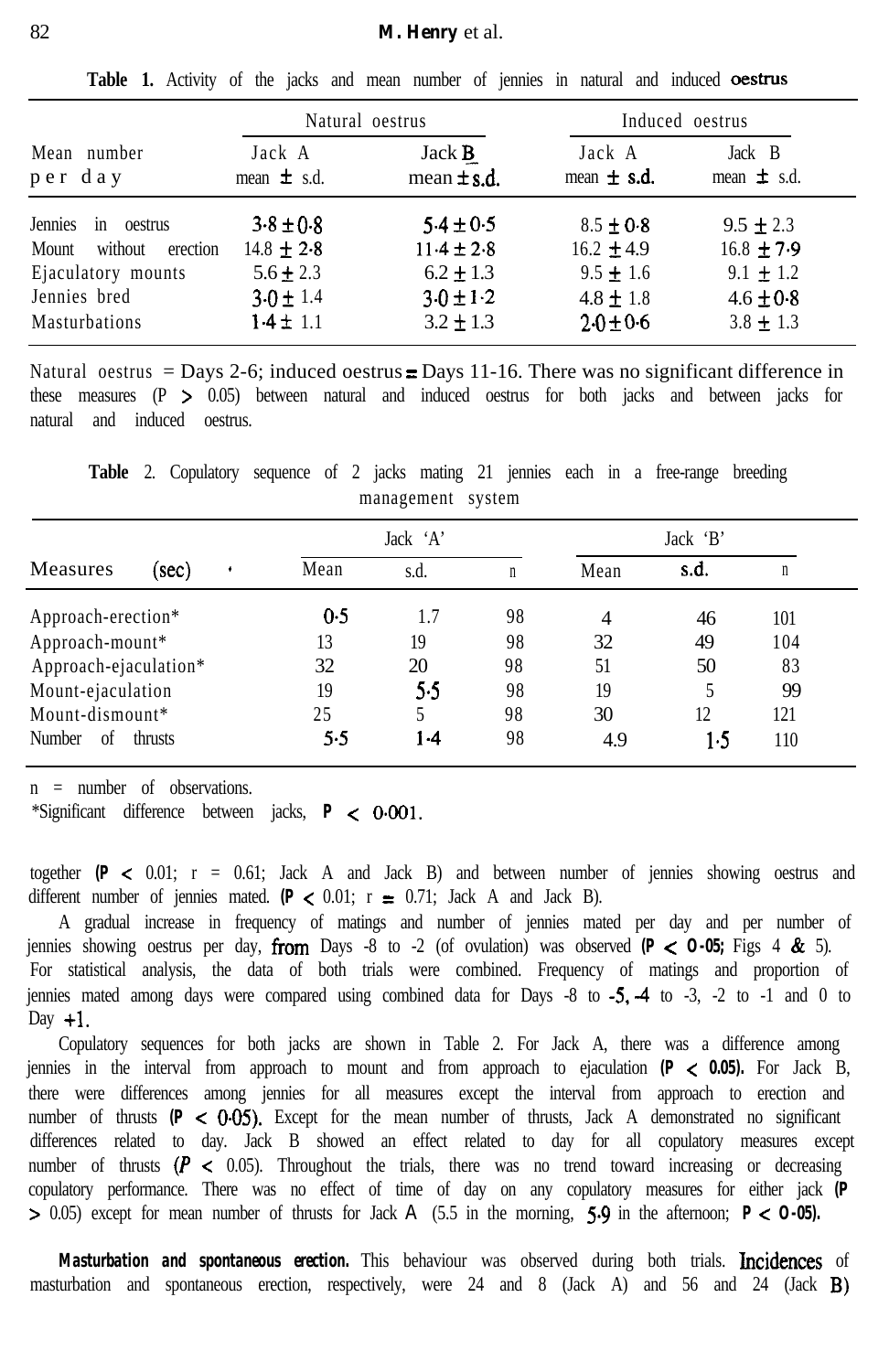**Table 1.** Activity of the jacks and mean number of jennies in natural and induced oestrus

| Mean number per day | Natural oestrus | | Induced oestrus | |
|---|---|---|---|---|
| | Jack A mean ± s.d. | Jack B mean ± s.d. | Jack A mean ± s.d. | Jack B mean ± s.d. |
| Jennies in oestrus | 3·8 ± 0·8 | 5·4 ± 0·5 | 8.5 ± 0·8 | 9.5 ± 2.3 |
| Mount without erection | 14.8 ± 2·8 | 11·4 ± 2·8 | 16.2 ± 4.9 | 16.8 ± 7·9 |
| Ejaculatory mounts | 5.6 ± 2.3 | 6.2 ± 1.3 | 9.5 ± 1.6 | 9.1 ± 1.2 |
| Jennies bred | 3·0 ± 1.4 | 3·0 ± 1·2 | 4.8 ± 1.8 | 4.6 ± 0·8 |
| Masturbations | 1·4 ± 1.1 | 3.2 ± 1.3 | 2·0 ± 0·6 | 3.8 ± 1.3 |

Natural oestrus = Days 2-6; induced oestrus = Days 11-16. There was no significant difference in these measures ($P > 0.05$) between natural and induced oestrus for both jacks and between jacks for natural and induced oestrus.

**Table** 2. Copulatory sequence of 2 jacks mating 21 jennies each in a free-range breeding management system

| Measures (sec) | Jack 'A' | | | Jack 'B' | | |
|---|---|---|---|---|---|---|
| | Mean | s.d. | n | Mean | s.d. | n |
| Approach-erection* | 0·5 | 1.7 | 98 | 4 | 46 | 101 |
| Approach-mount* | 13 | 19 | 98 | 32 | 49 | 104 |
| Approach-ejaculation* | 32 | 20 | 98 | 51 | 50 | 83 |
| Mount-ejaculation | 19 | 5·5 | 98 | 19 | 5 | 99 |
| Mount-dismount* | 25 | 5 | 98 | 30 | 12 | 121 |
| Number of thrusts | 5·5 | 1·4 | 98 | 4.9 | 1·5 | 110 |

n = number of observations.

*Significant difference between jacks, $P < 0{\cdot}001$.

together ($P < 0.01$; $r = 0.61$; Jack A and Jack B) and between number of jennies showing oestrus and different number of jennies mated. ($P < 0.01$; $r = 0.71$; Jack A and Jack B).

A gradual increase in frequency of matings and number of jennies mated per day and per number of jennies showing oestrus per day, from Days -8 to -2 (of ovulation) was observed ($P < 0{\cdot}05$; Figs 4 & 5). For statistical analysis, the data of both trials were combined. Frequency of matings and proportion of jennies mated among days were compared using combined data for Days -8 to -5, -4 to -3, -2 to -1 and 0 to Day +1.

Copulatory sequences for both jacks are shown in Table 2. For Jack A, there was a difference among jennies in the interval from approach to mount and from approach to ejaculation ($P < 0.05$). For Jack B, there were differences among jennies for all measures except the interval from approach to erection and number of thrusts ($P < 0{\cdot}05$). Except for the mean number of thrusts, Jack A demonstrated no significant differences related to day. Jack B showed an effect related to day for all copulatory measures except number of thrusts ($P < 0.05$). Throughout the trials, there was no trend toward increasing or decreasing copulatory performance. There was no effect of time of day on any copulatory measures for either jack ($P > 0.05$) except for mean number of thrusts for Jack A (5.5 in the morning, 5·9 in the afternoon; $P < 0{\cdot}05$).

**Masturbation and spontaneous erection.** This behaviour was observed during both trials. Incidences of masturbation and spontaneous erection, respectively, were 24 and 8 (Jack A) and 56 and 24 (Jack B)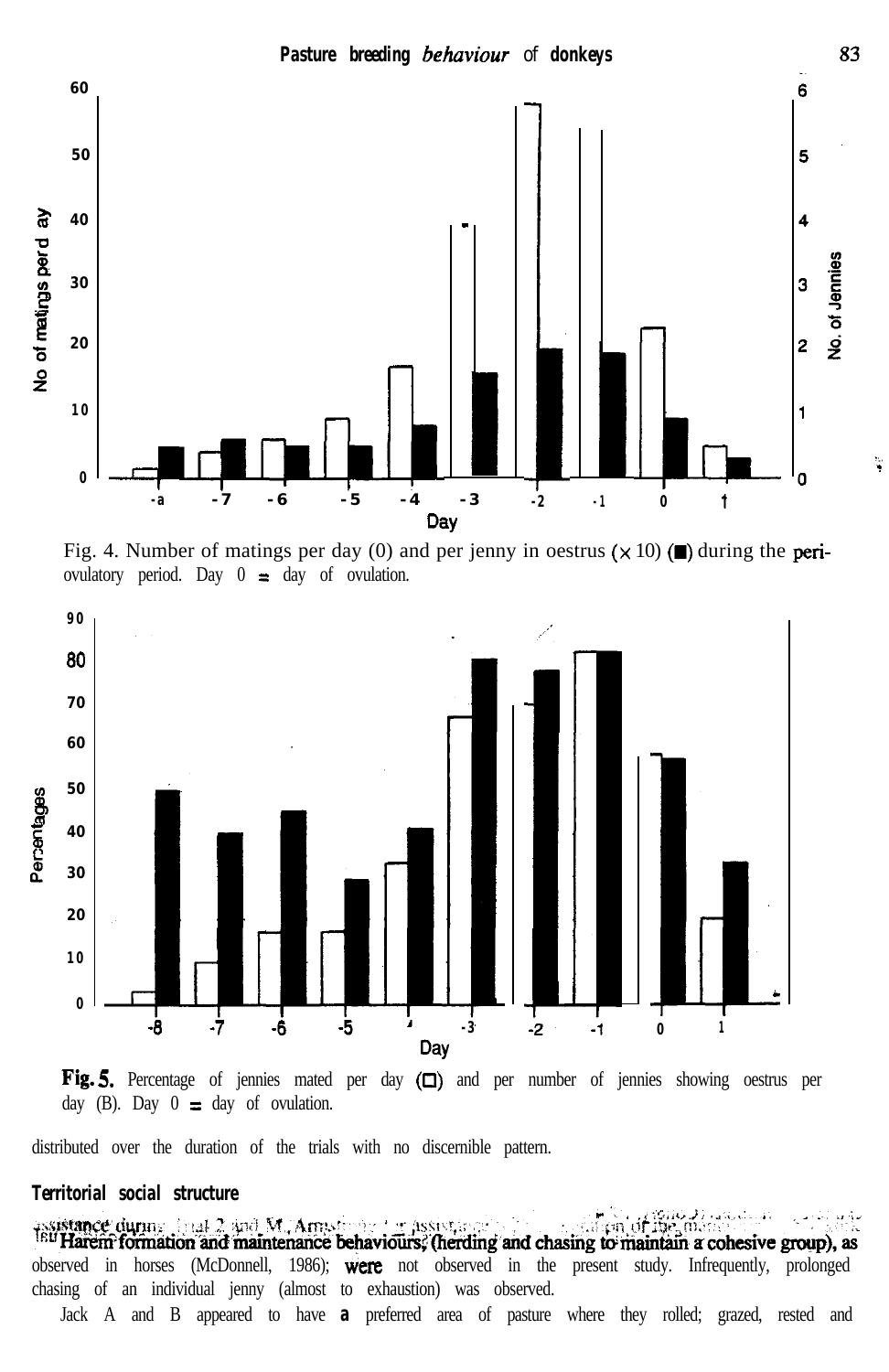Fig. 4. Number of matings per day (0) and per jenny in oestrus (× 10) (■) during the peri-ovulatory period. Day 0 = day of ovulation.

Fig. 5. Percentage of jennies mated per day (□) and per number of jennies showing oestrus per day (B). Day 0 = day of ovulation.

distributed over the duration of the trials with no discernible pattern.

## Territorial social structure

Harem formation and maintenance behaviours, (herding and chasing to maintain a cohesive group), as observed in horses (McDonnell, 1986); were not observed in the present study. Infrequently, prolonged chasing of an individual jenny (almost to exhaustion) was observed.

Jack A and B appeared to have a preferred area of pasture where they rolled; grazed, rested and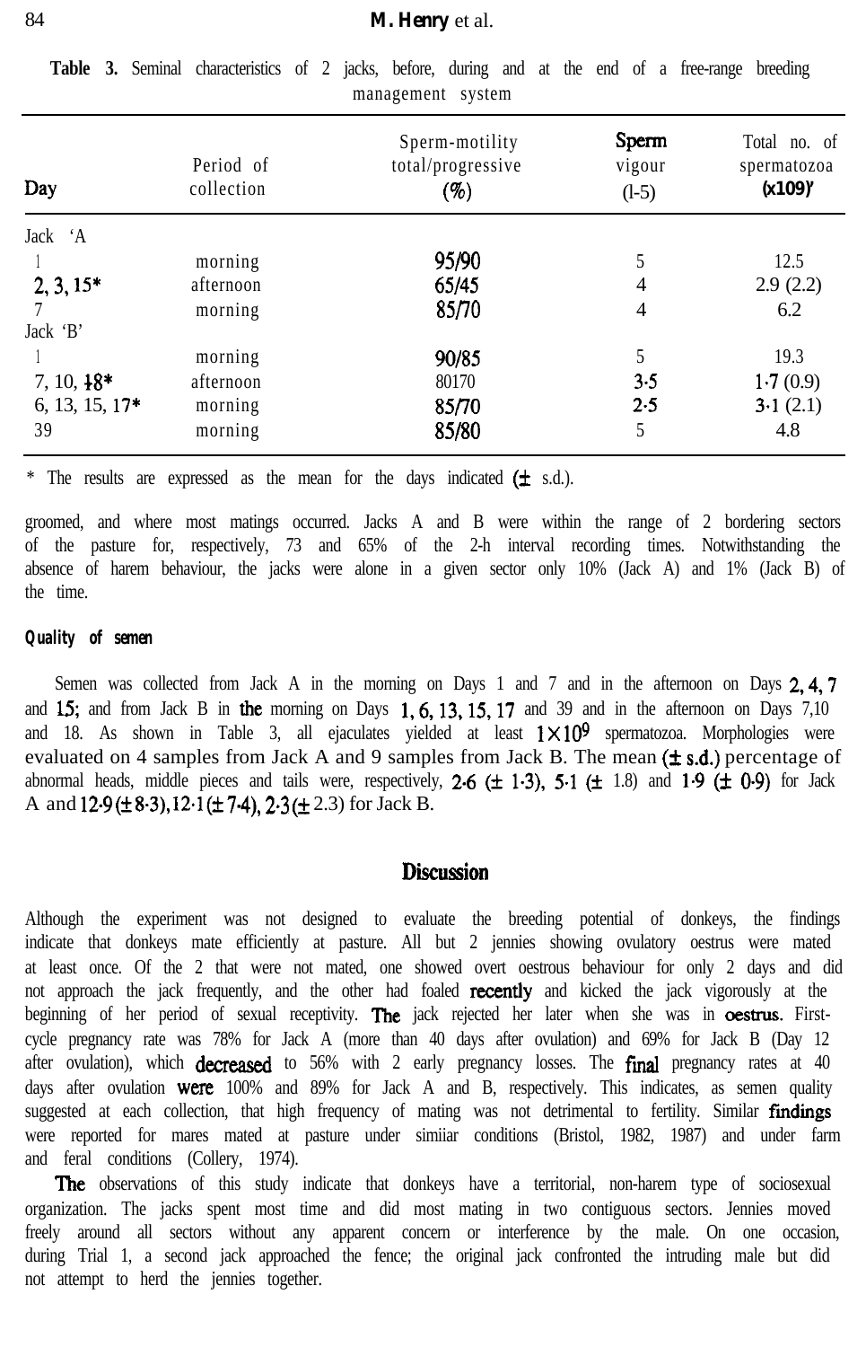**Table 3.** Seminal characteristics of 2 jacks, before, during and at the end of a free-range breeding management system

| Day | Period of collection | Sperm-motility total/progressive (%) | Sperm vigour (l-5) | Total no. of spermatozoa (x109)' |
|---|---|---|---|---|
| Jack 'A | | | | |
| 1 | morning | 95/90 | 5 | 12.5 |
| 2, 3, 15* | afternoon | 65/45 | 4 | 2.9 (2.2) |
| 7 | morning | 85/70 | 4 | 6.2 |
| Jack 'B' | | | | |
| 1 | morning | 90/85 | 5 | 19.3 |
| 7, 10, 18* | afternoon | 80170 | 3·5 | 1·7 (0.9) |
| 6, 13, 15, 17* | morning | 85/70 | 2·5 | 3·1 (2.1) |
| 39 | morning | 85/80 | 5 | 4.8 |

\* The results are expressed as the mean for the days indicated (± s.d.).

groomed, and where most matings occurred. Jacks A and B were within the range of 2 bordering sectors of the pasture for, respectively, 73 and 65% of the 2-h interval recording times. Notwithstanding the absence of harem behaviour, the jacks were alone in a given sector only 10% (Jack A) and 1% (Jack B) of the time.

### Quality of semen

Semen was collected from Jack A in the morning on Days 1 and 7 and in the afternoon on Days 2, 4, 7 and 15; and from Jack B in the morning on Days 1, 6, 13, 15, 17 and 39 and in the afternoon on Days 7,10 and 18. As shown in Table 3, all ejaculates yielded at least $1 \times 10^9$ spermatozoa. Morphologies were evaluated on 4 samples from Jack A and 9 samples from Jack B. The mean (± s.d.) percentage of abnormal heads, middle pieces and tails were, respectively, 2·6 (± 1·3), 5·1 (± 1.8) and 1·9 (± 0·9) for Jack A and 12·9 (± 8·3), 12·1 (± 7·4), 2·3 (± 2.3) for Jack B.

## Discussion

Although the experiment was not designed to evaluate the breeding potential of donkeys, the findings indicate that donkeys mate efficiently at pasture. All but 2 jennies showing ovulatory oestrus were mated at least once. Of the 2 that were not mated, one showed overt oestrous behaviour for only 2 days and did not approach the jack frequently, and the other had foaled recently and kicked the jack vigorously at the beginning of her period of sexual receptivity. The jack rejected her later when she was in oestrus. First-cycle pregnancy rate was 78% for Jack A (more than 40 days after ovulation) and 69% for Jack B (Day 12 after ovulation), which decreased to 56% with 2 early pregnancy losses. The final pregnancy rates at 40 days after ovulation were 100% and 89% for Jack A and B, respectively. This indicates, as semen quality suggested at each collection, that high frequency of mating was not detrimental to fertility. Similar findings were reported for mares mated at pasture under simiiar conditions (Bristol, 1982, 1987) and under farm and feral conditions (Collery, 1974).

The observations of this study indicate that donkeys have a territorial, non-harem type of sociosexual organization. The jacks spent most time and did most mating in two contiguous sectors. Jennies moved freely around all sectors without any apparent concern or interference by the male. On one occasion, during Trial 1, a second jack approached the fence; the original jack confronted the intruding male but did not attempt to herd the jennies together.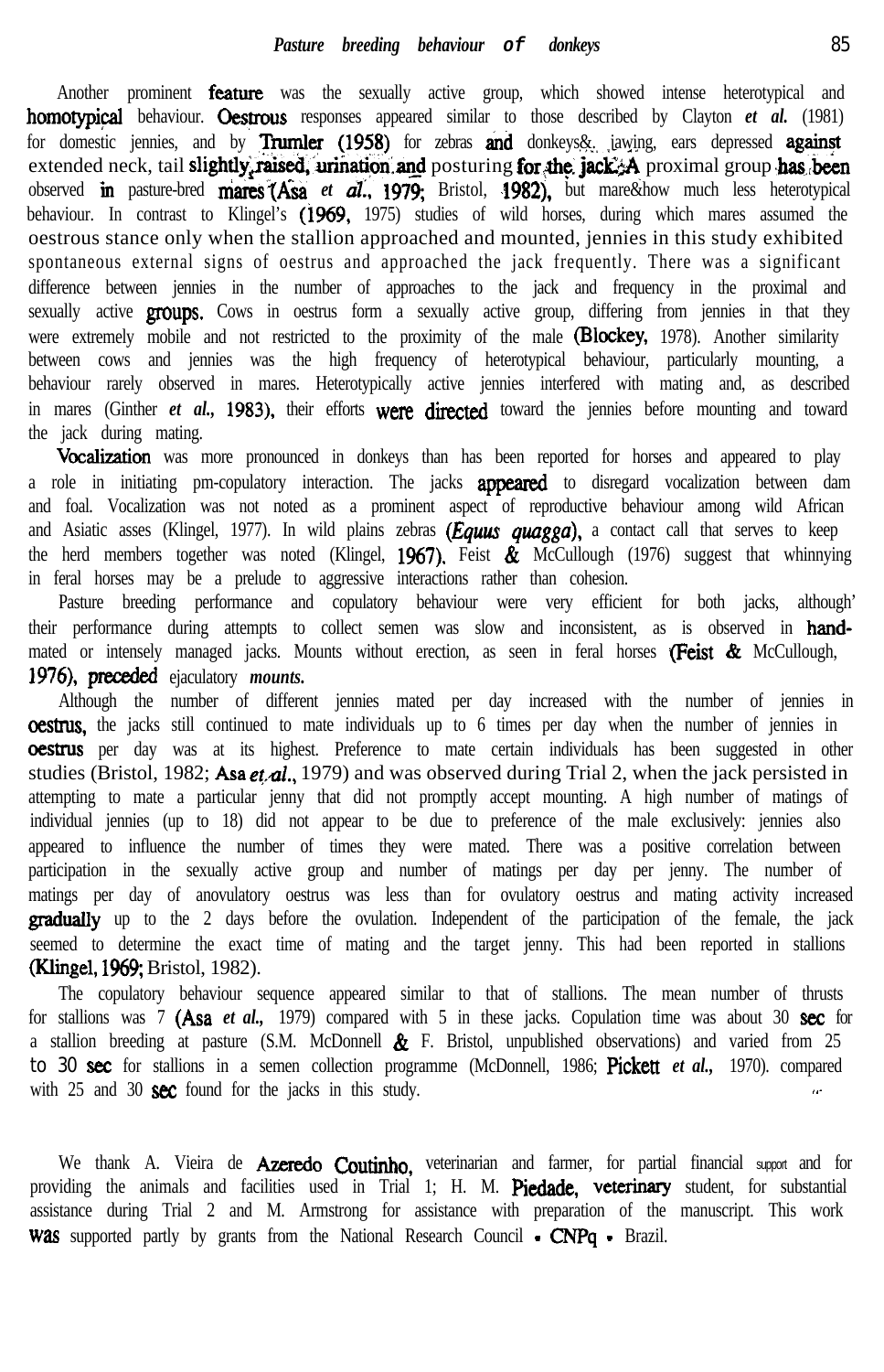Another prominent feature was the sexually active group, which showed intense heterotypical and homotypical behaviour. Oestrous responses appeared similar to those described by Clayton *et al.* (1981) for domestic jennies, and by Trumler (1958) for zebras and donkeys&. jawing, ears depressed against extended neck, tail slightly raised, urination and posturing for the jack. A proximal group has been observed in pasture-bred mares (Asa *et al.*, 1979; Bristol, 1982), but mare&how much less heterotypical behaviour. In contrast to Klingel's (1969, 1975) studies of wild horses, during which mares assumed the oestrous stance only when the stallion approached and mounted, jennies in this study exhibited spontaneous external signs of oestrus and approached the jack frequently. There was a significant difference between jennies in the number of approaches to the jack and frequency in the proximal and sexually active groups. Cows in oestrus form a sexually active group, differing from jennies in that they were extremely mobile and not restricted to the proximity of the male (Blockey, 1978). Another similarity between cows and jennies was the high frequency of heterotypical behaviour, particularly mounting, a behaviour rarely observed in mares. Heterotypically active jennies interfered with mating and, as described in mares (Ginther *et al.*, 1983), their efforts were directed toward the jennies before mounting and toward the jack during mating.

Vocalization was more pronounced in donkeys than has been reported for horses and appeared to play a role in initiating pm-copulatory interaction. The jacks appeared to disregard vocalization between dam and foal. Vocalization was not noted as a prominent aspect of reproductive behaviour among wild African and Asiatic asses (Klingel, 1977). In wild plains zebras (*Equus quagga*), a contact call that serves to keep the herd members together was noted (Klingel, 1967). Feist & McCullough (1976) suggest that whinnying in feral horses may be a prelude to aggressive interactions rather than cohesion.

Pasture breeding performance and copulatory behaviour were very efficient for both jacks, although' their performance during attempts to collect semen was slow and inconsistent, as is observed in hand-mated or intensely managed jacks. Mounts without erection, as seen in feral horses (Feist & McCullough, 1976), preceded ejaculatory *mounts.*

Although the number of different jennies mated per day increased with the number of jennies in oestrus, the jacks still continued to mate individuals up to 6 times per day when the number of jennies in oestrus per day was at its highest. Preference to mate certain individuals has been suggested in other studies (Bristol, 1982; Asa *et al.*, 1979) and was observed during Trial 2, when the jack persisted in attempting to mate a particular jenny that did not promptly accept mounting. A high number of matings of individual jennies (up to 18) did not appear to be due to preference of the male exclusively: jennies also appeared to influence the number of times they were mated. There was a positive correlation between participation in the sexually active group and number of matings per day per jenny. The number of matings per day of anovulatory oestrus was less than for ovulatory oestrus and mating activity increased gradually up to the 2 days before the ovulation. Independent of the participation of the female, the jack seemed to determine the exact time of mating and the target jenny. This had been reported in stallions (Klingel, 1969; Bristol, 1982).

The copulatory behaviour sequence appeared similar to that of stallions. The mean number of thrusts for stallions was 7 (Asa *et al.*, 1979) compared with 5 in these jacks. Copulation time was about 30 sec for a stallion breeding at pasture (S.M. McDonnell & F. Bristol, unpublished observations) and varied from 25 to 30 sec for stallions in a semen collection programme (McDonnell, 1986; Pickett *et al.*, 1970). compared with 25 and 30 sec found for the jacks in this study.

We thank A. Vieira de Azeredo Coutinho, veterinarian and farmer, for partial financial support and for providing the animals and facilities used in Trial 1; H. M. Piedade, veterinary student, for substantial assistance during Trial 2 and M. Armstrong for assistance with preparation of the manuscript. This work was supported partly by grants from the National Research Council - CNPq - Brazil.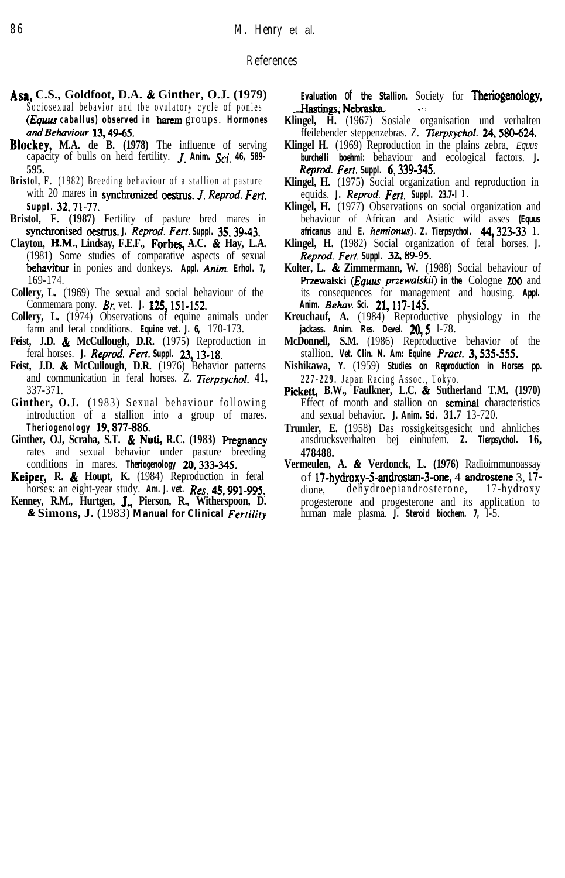## References

**Asa, C.S., Goldfoot, D.A. & Ginther, O.J. (1979)** Sociosexual bebavior and tbe ovulatory cycle of ponies (*Equus caballus*) observed in harem groups. *Hormones and Behaviour* **13**, 49-65.

**Blockey, M.A. de B. (1978)** The influence of serving capacity of bulls on herd fertility. *J. Anim. Sci.* **46**, 589-595.

**Bristol, F.** (1982) Breeding behaviour of a stallion at pasture with 20 mares in synchronized oestrus. *J. Reprod. Fert. Suppl.* **32**, 71-77.

**Bristol, F. (1987)** Fertility of pasture bred mares in synchronised oestrus. *J. Reprod. Fert. Suppl.* **35**, 39-43.

**Clayton, H.M., Lindsay, F.E.F., Forbes, A.C. & Hay, L.A.** (1981) Some studies of comparative aspects of sexual behaviour in ponies and donkeys. *Appl. Anim. Erhol.* **7**, 169-174.

**Collery, L.** (1969) The sexual and social behaviour of the Conmemara pony. *Br. vet. J.* **125**, 151-152.

**Collery, L.** (1974) Observations of equine animals under farm and feral conditions. *Equine vet. J.* **6**, 170-173.

**Feist, J.D. & McCullough, D.R.** (1975) Reproduction in feral horses. *J. Reprod. Fert. Suppl.* **23**, 13-18.

**Feist, J.D. & McCullough, D.R.** (1976) Behavior patterns and communication in feral horses. *Z. Tierpsychol.* **41**, 337-371.

**Ginther, O.J.** (1983) Sexual behaviour following introduction of a stallion into a group of mares. *Theriogenology* **19**, 877-886.

**Ginther, OJ, Scraha, S.T. & Nuti, R.C. (1983)** Pregnancy rates and sexual behavior under pasture breeding conditions in mares. *Theriogenology* **20**, 333-345.

**Keiper, R. & Houpt, K.** (1984) Reproduction in feral horses: an eight-year study. *Am. J. vet. Res.* **45**, 991-995.

**Kenney, R.M., Hurtgen, J., Pierson, R., Witherspoon, D. & Simons, J.** (1983) *Manual for Clinical Fertility Evaluation of the Stallion.* Society for Theriogenology, Hastings, Nebraska.

**Klingel, H.** (1967) Sosiale organisation und verhalten ffeilebender steppenzebras. *Z. Tierpsychol.* **24**, 580-624.

**Klingel H.** (1969) Reproduction in the plains zebra, *Equus burchelli boehmi*: behaviour and ecological factors. *J. Reprod. Fert. Suppl.* **6**, 339-345.

**Klingel, H.** (1975) Social organization and reproduction in equids. *J. Reprod. Fert. Suppl.* **23**.7-l 1.

**Klingel, H.** (1977) Observations on social organization and behaviour of African and Asiatic wild asses (*Equus africanus* and *E. hemionus*). *Z. Tierpsychol.* **44**, 323-33 1.

**Klingel, H.** (1982) Social organization of feral horses. *J. Reprod. Fert. Suppl.* **32**, 89-95.

**Kolter, L. & Zimmermann, W.** (1988) Social behaviour of Przewalski (*Equus przewalskii*) in the Cologne zoo and its consequences for management and housing. *Appl. Anim. Behav. Sci.* **21**, 117-145.

**Kreuchauf, A.** (1984) Reproductive physiology in the jackass. *Anim. Res. Devel.* **20**, 5 l-78.

**McDonnell, S.M.** (1986) Reproductive behavior of the stallion. *Vet. Clin. N. Am: Equine Pract.* **3**, 535-555.

**Nishikawa, Y.** (1959) *Studies on Reproduction in Horses* pp. 227-229. Japan Racing Assoc., Tokyo.

**Pickett, B.W., Faulkner, L.C. & Sutherland T.M. (1970)** Effect of month and stallion on seminal characteristics and sexual behavior. *J. Anim. Sci.* **31**.7 13-720.

**Trumler, E.** (1958) Das rossigkeitsgesicht und ahnliches ansdrucksverhalten bej einhufem. *Z. Tierpsychol.* **16**, 478488.

**Vermeulen, A. & Verdonck, L. (1976)** Radioimmunoassay of 17-hydroxy-5-androstan-3-one, 4 androstene 3, 17-dione, dehydroepiandrosterone, 17-hydroxy progesterone and progesterone and its application to human male plasma. *J. Steroid biochem.* **7**, l-5.